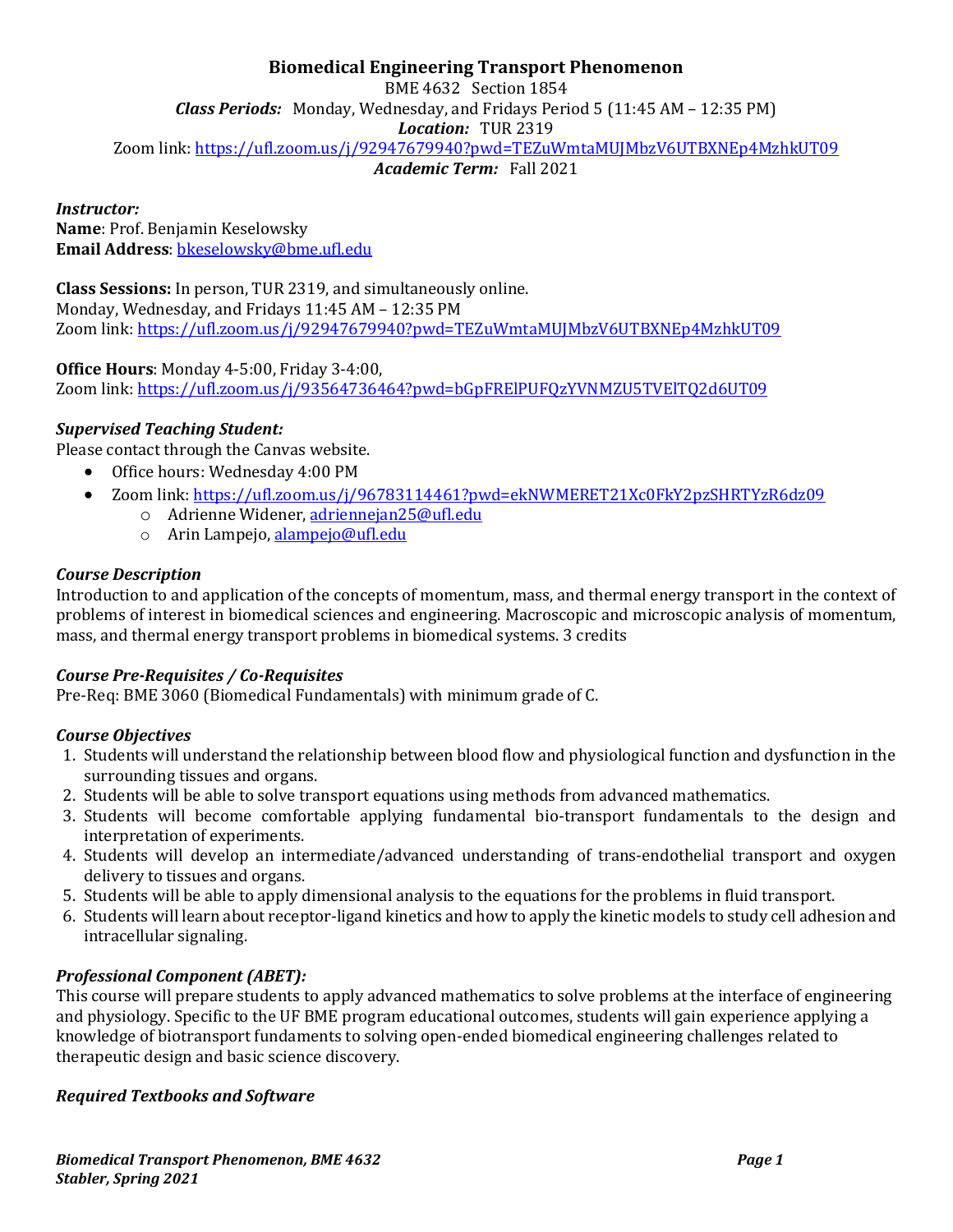# Biomedical Engineering Transport Phenomenon

BME 4632 Section 1854

***Class Periods:*** Monday, Wednesday, and Fridays Period 5 (11:45 AM – 12:35 PM)

***Location:*** TUR 2319

Zoom link: https://ufl.zoom.us/j/92947679940?pwd=TEZuWmtaMUJMbzV6UTBXNEp4MzhkUT09

***Academic Term:*** Fall 2021

***Instructor:***
**Name**: Prof. Benjamin Keselowsky
**Email Address**: bkeselowsky@bme.ufl.edu

**Class Sessions:** In person, TUR 2319, and simultaneously online.
Monday, Wednesday, and Fridays 11:45 AM – 12:35 PM
Zoom link: https://ufl.zoom.us/j/92947679940?pwd=TEZuWmtaMUJMbzV6UTBXNEp4MzhkUT09

**Office Hours**: Monday 4-5:00, Friday 3-4:00,
Zoom link: https://ufl.zoom.us/j/93564736464?pwd=bGpFRElPUFQzYVNMZU5TVElTQ2d6UT09

### *Supervised Teaching Student:*

Please contact through the Canvas website.

- Office hours: Wednesday 4:00 PM
- Zoom link: https://ufl.zoom.us/j/96783114461?pwd=ekNWMERET21Xc0FkY2pzSHRTYzR6dz09
  - Adrienne Widener, adriennejan25@ufl.edu
  - Arin Lampejo, alampejo@ufl.edu

### *Course Description*

Introduction to and application of the concepts of momentum, mass, and thermal energy transport in the context of problems of interest in biomedical sciences and engineering. Macroscopic and microscopic analysis of momentum, mass, and thermal energy transport problems in biomedical systems. 3 credits

### *Course Pre-Requisites / Co-Requisites*

Pre-Req: BME 3060 (Biomedical Fundamentals) with minimum grade of C.

### *Course Objectives*

1. Students will understand the relationship between blood flow and physiological function and dysfunction in the surrounding tissues and organs.
2. Students will be able to solve transport equations using methods from advanced mathematics.
3. Students will become comfortable applying fundamental bio-transport fundamentals to the design and interpretation of experiments.
4. Students will develop an intermediate/advanced understanding of trans-endothelial transport and oxygen delivery to tissues and organs.
5. Students will be able to apply dimensional analysis to the equations for the problems in fluid transport.
6. Students will learn about receptor-ligand kinetics and how to apply the kinetic models to study cell adhesion and intracellular signaling.

### *Professional Component (ABET):*

This course will prepare students to apply advanced mathematics to solve problems at the interface of engineering and physiology. Specific to the UF BME program educational outcomes, students will gain experience applying a knowledge of biotransport fundaments to solving open-ended biomedical engineering challenges related to therapeutic design and basic science discovery.

### *Required Textbooks and Software*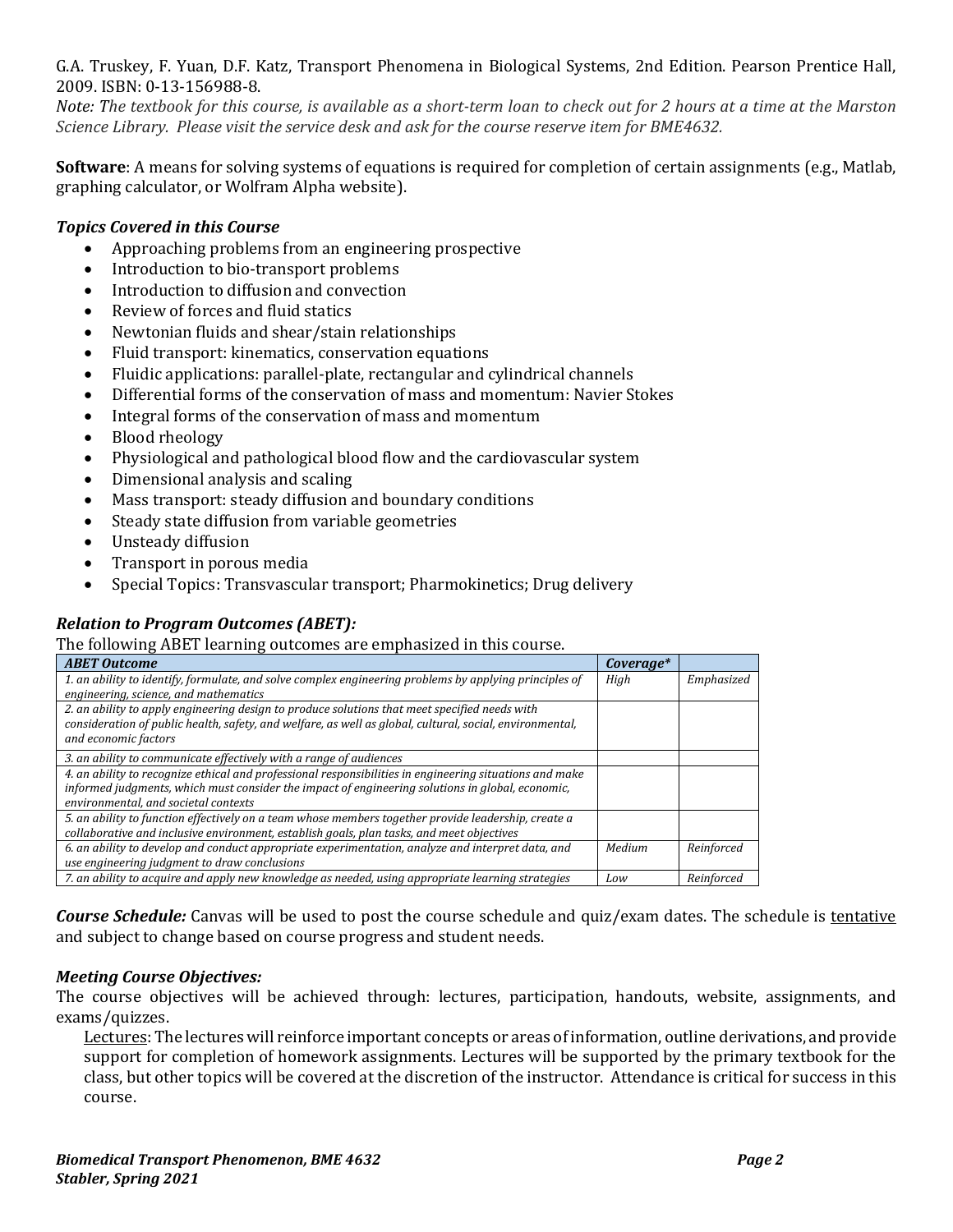G.A. Truskey, F. Yuan, D.F. Katz, Transport Phenomena in Biological Systems, 2nd Edition. Pearson Prentice Hall, 2009. ISBN: 0-13-156988-8.
*Note: The textbook for this course, is available as a short-term loan to check out for 2 hours at a time at the Marston Science Library. Please visit the service desk and ask for the course reserve item for BME4632.*

**Software**: A means for solving systems of equations is required for completion of certain assignments (e.g., Matlab, graphing calculator, or Wolfram Alpha website).

### *Topics Covered in this Course*

- Approaching problems from an engineering prospective
- Introduction to bio-transport problems
- Introduction to diffusion and convection
- Review of forces and fluid statics
- Newtonian fluids and shear/stain relationships
- Fluid transport: kinematics, conservation equations
- Fluidic applications: parallel-plate, rectangular and cylindrical channels
- Differential forms of the conservation of mass and momentum: Navier Stokes
- Integral forms of the conservation of mass and momentum
- Blood rheology
- Physiological and pathological blood flow and the cardiovascular system
- Dimensional analysis and scaling
- Mass transport: steady diffusion and boundary conditions
- Steady state diffusion from variable geometries
- Unsteady diffusion
- Transport in porous media
- Special Topics: Transvascular transport; Pharmokinetics; Drug delivery

### *Relation to Program Outcomes (ABET):*

The following ABET learning outcomes are emphasized in this course.

| *ABET Outcome* | *Coverage** | |
|---|---|---|
| *1. an ability to identify, formulate, and solve complex engineering problems by applying principles of engineering, science, and mathematics* | *High* | *Emphasized* |
| *2. an ability to apply engineering design to produce solutions that meet specified needs with consideration of public health, safety, and welfare, as well as global, cultural, social, environmental, and economic factors* | | |
| *3. an ability to communicate effectively with a range of audiences* | | |
| *4. an ability to recognize ethical and professional responsibilities in engineering situations and make informed judgments, which must consider the impact of engineering solutions in global, economic, environmental, and societal contexts* | | |
| *5. an ability to function effectively on a team whose members together provide leadership, create a collaborative and inclusive environment, establish goals, plan tasks, and meet objectives* | | |
| *6. an ability to develop and conduct appropriate experimentation, analyze and interpret data, and use engineering judgment to draw conclusions* | *Medium* | *Reinforced* |
| *7. an ability to acquire and apply new knowledge as needed, using appropriate learning strategies* | *Low* | *Reinforced* |

***Course Schedule:*** Canvas will be used to post the course schedule and quiz/exam dates. The schedule is <u>tentative</u> and subject to change based on course progress and student needs.

### *Meeting Course Objectives:*

The course objectives will be achieved through: lectures, participation, handouts, website, assignments, and exams/quizzes.

<u>Lectures</u>: The lectures will reinforce important concepts or areas of information, outline derivations, and provide support for completion of homework assignments. Lectures will be supported by the primary textbook for the class, but other topics will be covered at the discretion of the instructor. Attendance is critical for success in this course.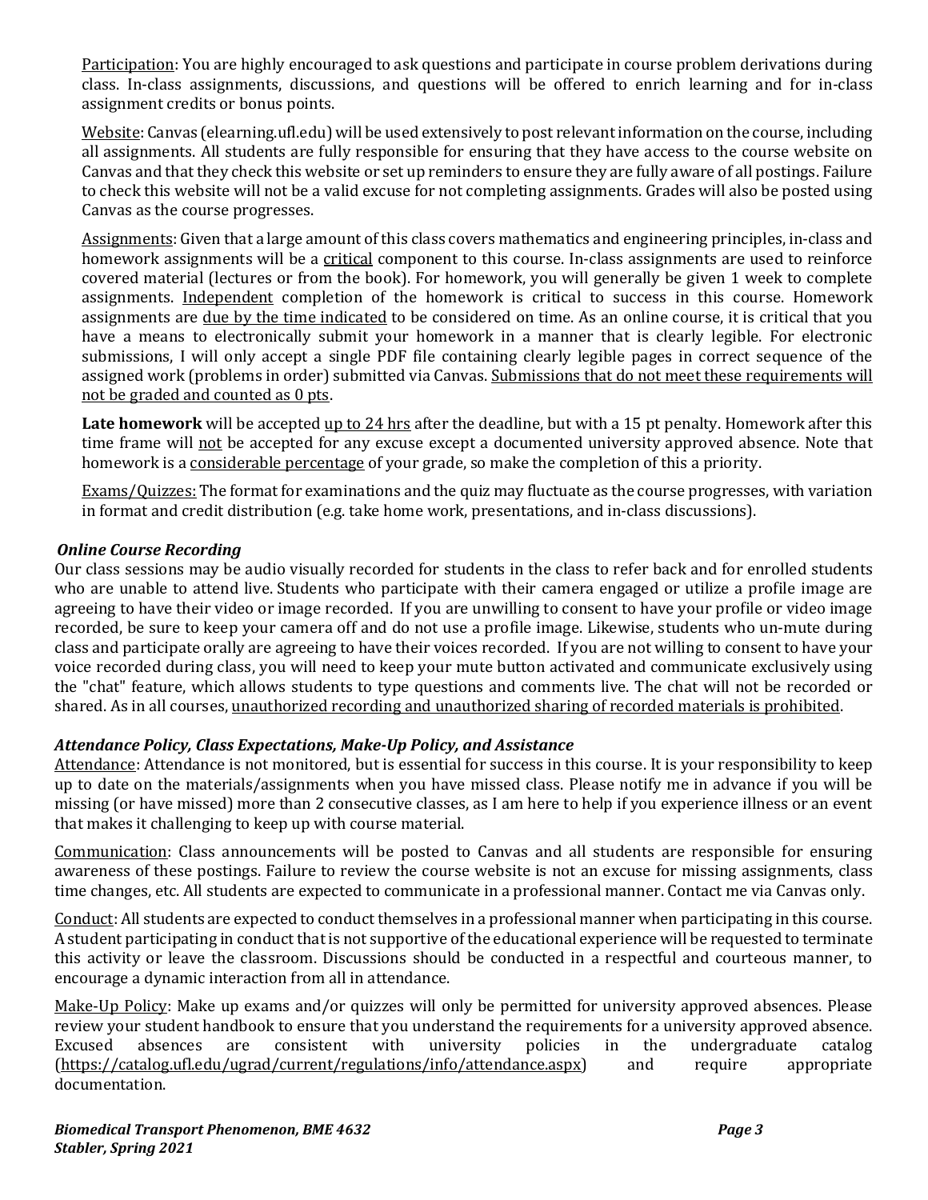Participation: You are highly encouraged to ask questions and participate in course problem derivations during class. In-class assignments, discussions, and questions will be offered to enrich learning and for in-class assignment credits or bonus points.

Website: Canvas (elearning.ufl.edu) will be used extensively to post relevant information on the course, including all assignments. All students are fully responsible for ensuring that they have access to the course website on Canvas and that they check this website or set up reminders to ensure they are fully aware of all postings. Failure to check this website will not be a valid excuse for not completing assignments. Grades will also be posted using Canvas as the course progresses.

Assignments: Given that a large amount of this class covers mathematics and engineering principles, in-class and homework assignments will be a critical component to this course. In-class assignments are used to reinforce covered material (lectures or from the book). For homework, you will generally be given 1 week to complete assignments. Independent completion of the homework is critical to success in this course. Homework assignments are due by the time indicated to be considered on time. As an online course, it is critical that you have a means to electronically submit your homework in a manner that is clearly legible. For electronic submissions, I will only accept a single PDF file containing clearly legible pages in correct sequence of the assigned work (problems in order) submitted via Canvas. Submissions that do not meet these requirements will not be graded and counted as 0 pts.

**Late homework** will be accepted up to 24 hrs after the deadline, but with a 15 pt penalty. Homework after this time frame will not be accepted for any excuse except a documented university approved absence. Note that homework is a considerable percentage of your grade, so make the completion of this a priority.

Exams/Quizzes: The format for examinations and the quiz may fluctuate as the course progresses, with variation in format and credit distribution (e.g. take home work, presentations, and in-class discussions).

### *Online Course Recording*

Our class sessions may be audio visually recorded for students in the class to refer back and for enrolled students who are unable to attend live. Students who participate with their camera engaged or utilize a profile image are agreeing to have their video or image recorded. If you are unwilling to consent to have your profile or video image recorded, be sure to keep your camera off and do not use a profile image. Likewise, students who un-mute during class and participate orally are agreeing to have their voices recorded. If you are not willing to consent to have your voice recorded during class, you will need to keep your mute button activated and communicate exclusively using the "chat" feature, which allows students to type questions and comments live. The chat will not be recorded or shared. As in all courses, unauthorized recording and unauthorized sharing of recorded materials is prohibited.

### *Attendance Policy, Class Expectations, Make-Up Policy, and Assistance*

Attendance: Attendance is not monitored, but is essential for success in this course. It is your responsibility to keep up to date on the materials/assignments when you have missed class. Please notify me in advance if you will be missing (or have missed) more than 2 consecutive classes, as I am here to help if you experience illness or an event that makes it challenging to keep up with course material.

Communication: Class announcements will be posted to Canvas and all students are responsible for ensuring awareness of these postings. Failure to review the course website is not an excuse for missing assignments, class time changes, etc. All students are expected to communicate in a professional manner. Contact me via Canvas only.

Conduct: All students are expected to conduct themselves in a professional manner when participating in this course. A student participating in conduct that is not supportive of the educational experience will be requested to terminate this activity or leave the classroom. Discussions should be conducted in a respectful and courteous manner, to encourage a dynamic interaction from all in attendance.

Make-Up Policy: Make up exams and/or quizzes will only be permitted for university approved absences. Please review your student handbook to ensure that you understand the requirements for a university approved absence. Excused absences are consistent with university policies in the undergraduate catalog (https://catalog.ufl.edu/ugrad/current/regulations/info/attendance.aspx) and require appropriate documentation.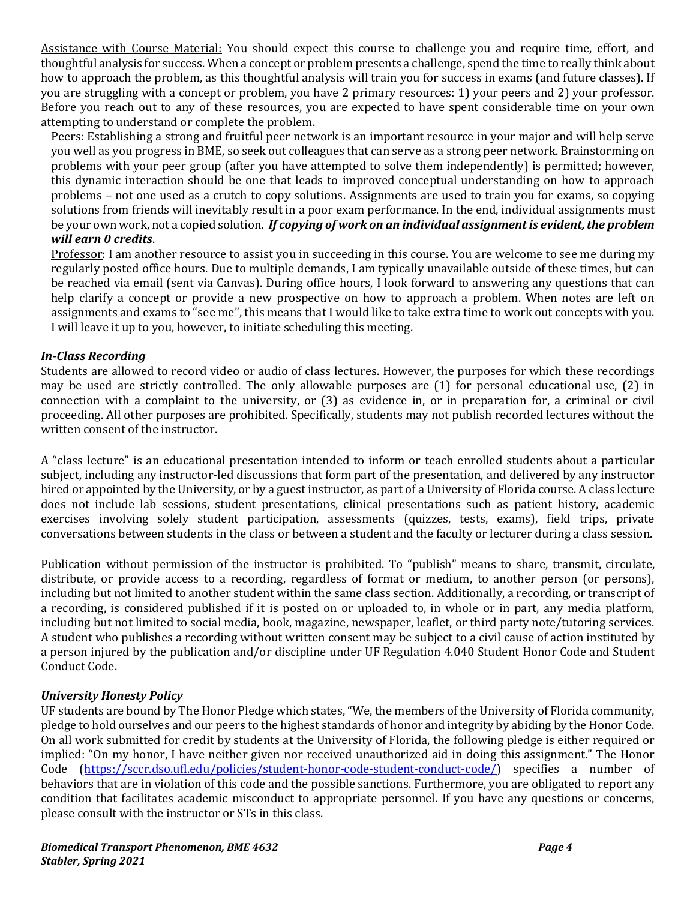<u>Assistance with Course Material:</u> You should expect this course to challenge you and require time, effort, and thoughtful analysis for success. When a concept or problem presents a challenge, spend the time to really think about how to approach the problem, as this thoughtful analysis will train you for success in exams (and future classes). If you are struggling with a concept or problem, you have 2 primary resources: 1) your peers and 2) your professor. Before you reach out to any of these resources, you are expected to have spent considerable time on your own attempting to understand or complete the problem.

<u>Peers</u>: Establishing a strong and fruitful peer network is an important resource in your major and will help serve you well as you progress in BME, so seek out colleagues that can serve as a strong peer network. Brainstorming on problems with your peer group (after you have attempted to solve them independently) is permitted; however, this dynamic interaction should be one that leads to improved conceptual understanding on how to approach problems – not one used as a crutch to copy solutions. Assignments are used to train you for exams, so copying solutions from friends will inevitably result in a poor exam performance. In the end, individual assignments must be your own work, not a copied solution. ***If copying of work on an individual assignment is evident, the problem will earn 0 credits***.

<u>Professor</u>: I am another resource to assist you in succeeding in this course. You are welcome to see me during my regularly posted office hours. Due to multiple demands, I am typically unavailable outside of these times, but can be reached via email (sent via Canvas). During office hours, I look forward to answering any questions that can help clarify a concept or provide a new prospective on how to approach a problem. When notes are left on assignments and exams to "see me", this means that I would like to take extra time to work out concepts with you. I will leave it up to you, however, to initiate scheduling this meeting.

### *In-Class Recording*

Students are allowed to record video or audio of class lectures. However, the purposes for which these recordings may be used are strictly controlled. The only allowable purposes are (1) for personal educational use, (2) in connection with a complaint to the university, or (3) as evidence in, or in preparation for, a criminal or civil proceeding. All other purposes are prohibited. Specifically, students may not publish recorded lectures without the written consent of the instructor.

A "class lecture" is an educational presentation intended to inform or teach enrolled students about a particular subject, including any instructor-led discussions that form part of the presentation, and delivered by any instructor hired or appointed by the University, or by a guest instructor, as part of a University of Florida course. A class lecture does not include lab sessions, student presentations, clinical presentations such as patient history, academic exercises involving solely student participation, assessments (quizzes, tests, exams), field trips, private conversations between students in the class or between a student and the faculty or lecturer during a class session.

Publication without permission of the instructor is prohibited. To "publish" means to share, transmit, circulate, distribute, or provide access to a recording, regardless of format or medium, to another person (or persons), including but not limited to another student within the same class section. Additionally, a recording, or transcript of a recording, is considered published if it is posted on or uploaded to, in whole or in part, any media platform, including but not limited to social media, book, magazine, newspaper, leaflet, or third party note/tutoring services. A student who publishes a recording without written consent may be subject to a civil cause of action instituted by a person injured by the publication and/or discipline under UF Regulation 4.040 Student Honor Code and Student Conduct Code.

### *University Honesty Policy*

UF students are bound by The Honor Pledge which states, "We, the members of the University of Florida community, pledge to hold ourselves and our peers to the highest standards of honor and integrity by abiding by the Honor Code. On all work submitted for credit by students at the University of Florida, the following pledge is either required or implied: "On my honor, I have neither given nor received unauthorized aid in doing this assignment." The Honor Code (https://sccr.dso.ufl.edu/policies/student-honor-code-student-conduct-code/) specifies a number of behaviors that are in violation of this code and the possible sanctions. Furthermore, you are obligated to report any condition that facilitates academic misconduct to appropriate personnel. If you have any questions or concerns, please consult with the instructor or STs in this class.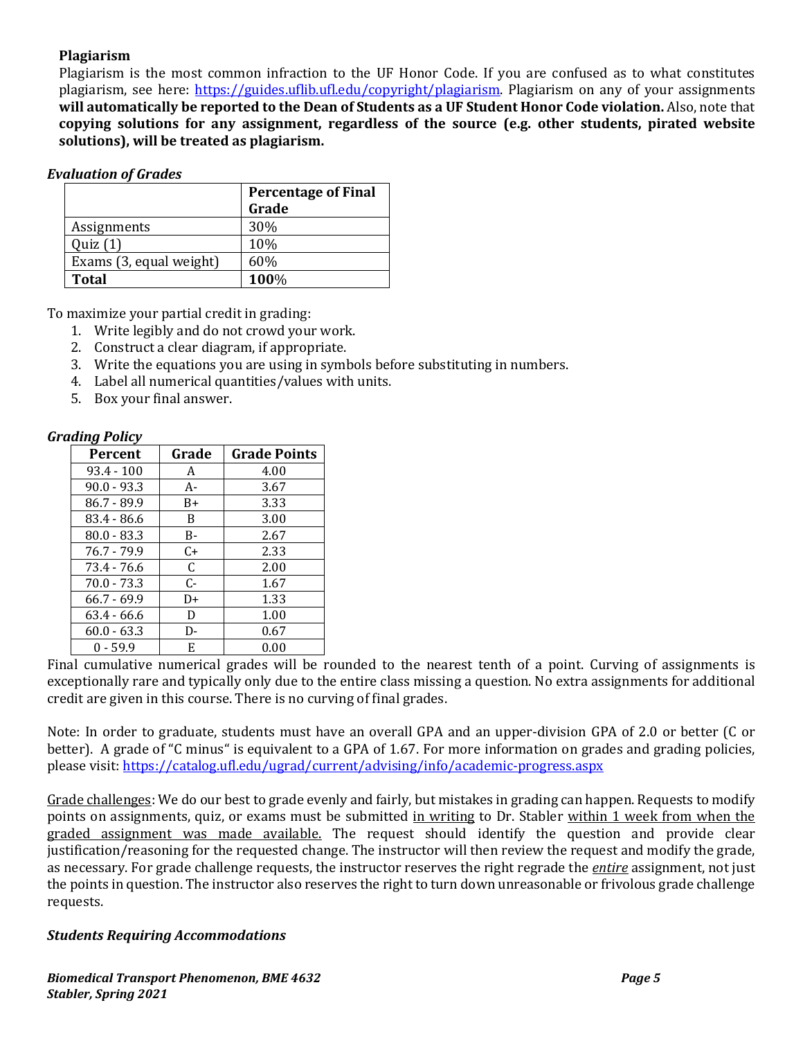**Plagiarism**

Plagiarism is the most common infraction to the UF Honor Code. If you are confused as to what constitutes plagiarism, see here: https://guides.uflib.ufl.edu/copyright/plagiarism. Plagiarism on any of your assignments **will automatically be reported to the Dean of Students as a UF Student Honor Code violation.** Also, note that **copying solutions for any assignment, regardless of the source (e.g. other students, pirated website solutions), will be treated as plagiarism.**

***Evaluation of Grades***

| | Percentage of Final Grade |
|---|---|
| Assignments | 30% |
| Quiz (1) | 10% |
| Exams (3, equal weight) | 60% |
| **Total** | **100**% |

To maximize your partial credit in grading:

1. Write legibly and do not crowd your work.
2. Construct a clear diagram, if appropriate.
3. Write the equations you are using in symbols before substituting in numbers.
4. Label all numerical quantities/values with units.
5. Box your final answer.

***Grading Policy***

| Percent | Grade | Grade Points |
|---|---|---|
| 93.4 - 100 | A | 4.00 |
| 90.0 - 93.3 | A- | 3.67 |
| 86.7 - 89.9 | B+ | 3.33 |
| 83.4 - 86.6 | B | 3.00 |
| 80.0 - 83.3 | B- | 2.67 |
| 76.7 - 79.9 | C+ | 2.33 |
| 73.4 - 76.6 | C | 2.00 |
| 70.0 - 73.3 | C- | 1.67 |
| 66.7 - 69.9 | D+ | 1.33 |
| 63.4 - 66.6 | D | 1.00 |
| 60.0 - 63.3 | D- | 0.67 |
| 0 - 59.9 | E | 0.00 |

Final cumulative numerical grades will be rounded to the nearest tenth of a point. Curving of assignments is exceptionally rare and typically only due to the entire class missing a question. No extra assignments for additional credit are given in this course. There is no curving of final grades.

Note: In order to graduate, students must have an overall GPA and an upper-division GPA of 2.0 or better (C or better). A grade of "C minus" is equivalent to a GPA of 1.67. For more information on grades and grading policies, please visit: https://catalog.ufl.edu/ugrad/current/advising/info/academic-progress.aspx

Grade challenges: We do our best to grade evenly and fairly, but mistakes in grading can happen. Requests to modify points on assignments, quiz, or exams must be submitted in writing to Dr. Stabler within 1 week from when the graded assignment was made available. The request should identify the question and provide clear justification/reasoning for the requested change. The instructor will then review the request and modify the grade, as necessary. For grade challenge requests, the instructor reserves the right regrade the *entire* assignment, not just the points in question. The instructor also reserves the right to turn down unreasonable or frivolous grade challenge requests.

***Students Requiring Accommodations***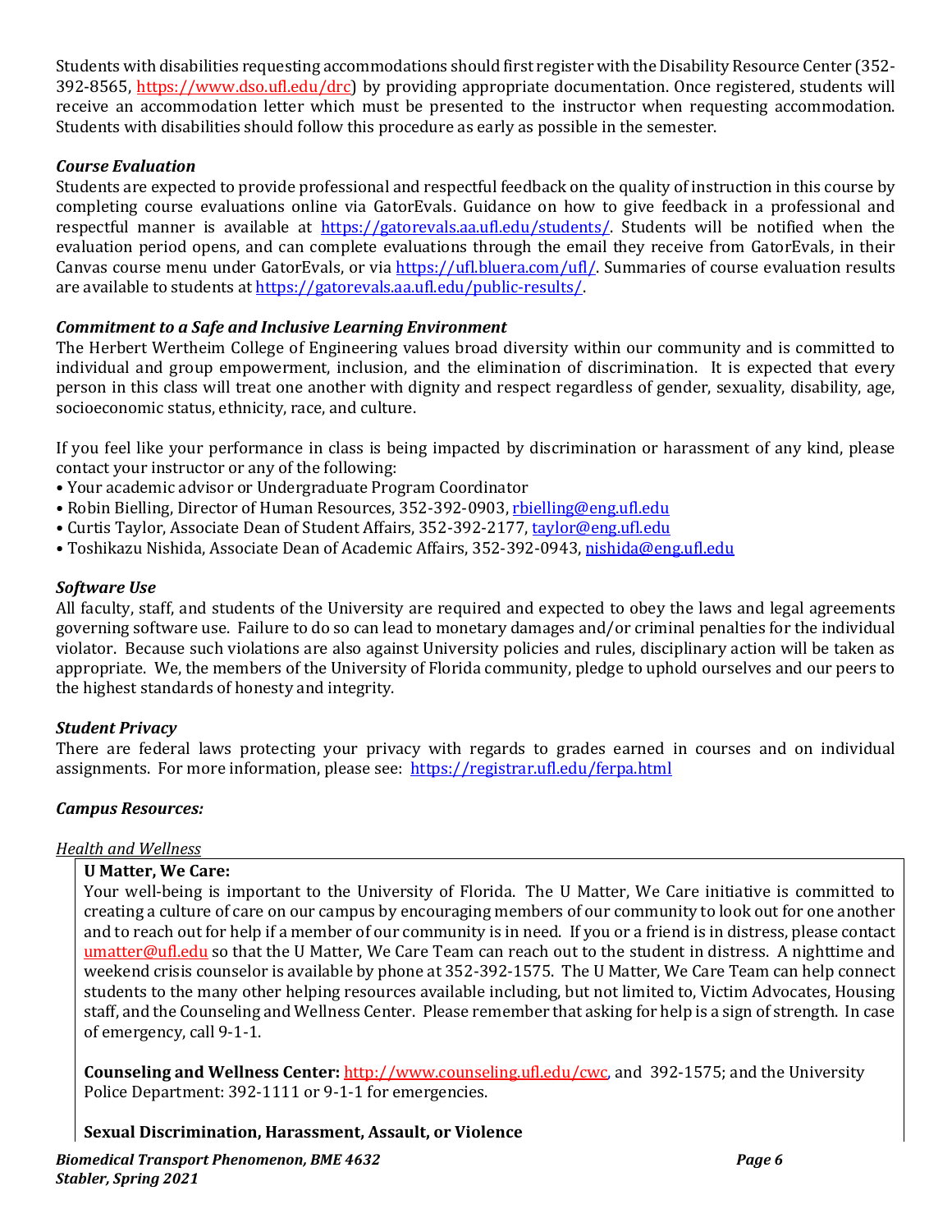Students with disabilities requesting accommodations should first register with the Disability Resource Center (352-392-8565, https://www.dso.ufl.edu/drc) by providing appropriate documentation. Once registered, students will receive an accommodation letter which must be presented to the instructor when requesting accommodation. Students with disabilities should follow this procedure as early as possible in the semester.

### *Course Evaluation*

Students are expected to provide professional and respectful feedback on the quality of instruction in this course by completing course evaluations online via GatorEvals. Guidance on how to give feedback in a professional and respectful manner is available at https://gatorevals.aa.ufl.edu/students/. Students will be notified when the evaluation period opens, and can complete evaluations through the email they receive from GatorEvals, in their Canvas course menu under GatorEvals, or via https://ufl.bluera.com/ufl/. Summaries of course evaluation results are available to students at https://gatorevals.aa.ufl.edu/public-results/.

### *Commitment to a Safe and Inclusive Learning Environment*

The Herbert Wertheim College of Engineering values broad diversity within our community and is committed to individual and group empowerment, inclusion, and the elimination of discrimination. It is expected that every person in this class will treat one another with dignity and respect regardless of gender, sexuality, disability, age, socioeconomic status, ethnicity, race, and culture.

If you feel like your performance in class is being impacted by discrimination or harassment of any kind, please contact your instructor or any of the following:

- Your academic advisor or Undergraduate Program Coordinator
- Robin Bielling, Director of Human Resources, 352-392-0903, rbielling@eng.ufl.edu
- Curtis Taylor, Associate Dean of Student Affairs, 352-392-2177, taylor@eng.ufl.edu
- Toshikazu Nishida, Associate Dean of Academic Affairs, 352-392-0943, nishida@eng.ufl.edu

### *Software Use*

All faculty, staff, and students of the University are required and expected to obey the laws and legal agreements governing software use. Failure to do so can lead to monetary damages and/or criminal penalties for the individual violator. Because such violations are also against University policies and rules, disciplinary action will be taken as appropriate. We, the members of the University of Florida community, pledge to uphold ourselves and our peers to the highest standards of honesty and integrity.

### *Student Privacy*

There are federal laws protecting your privacy with regards to grades earned in courses and on individual assignments. For more information, please see: https://registrar.ufl.edu/ferpa.html

### *Campus Resources:*

*Health and Wellness*

**U Matter, We Care:**
Your well-being is important to the University of Florida. The U Matter, We Care initiative is committed to creating a culture of care on our campus by encouraging members of our community to look out for one another and to reach out for help if a member of our community is in need. If you or a friend is in distress, please contact umatter@ufl.edu so that the U Matter, We Care Team can reach out to the student in distress. A nighttime and weekend crisis counselor is available by phone at 352-392-1575. The U Matter, We Care Team can help connect students to the many other helping resources available including, but not limited to, Victim Advocates, Housing staff, and the Counseling and Wellness Center. Please remember that asking for help is a sign of strength. In case of emergency, call 9-1-1.

**Counseling and Wellness Center:** http://www.counseling.ufl.edu/cwc, and 392-1575; and the University Police Department: 392-1111 or 9-1-1 for emergencies.

**Sexual Discrimination, Harassment, Assault, or Violence**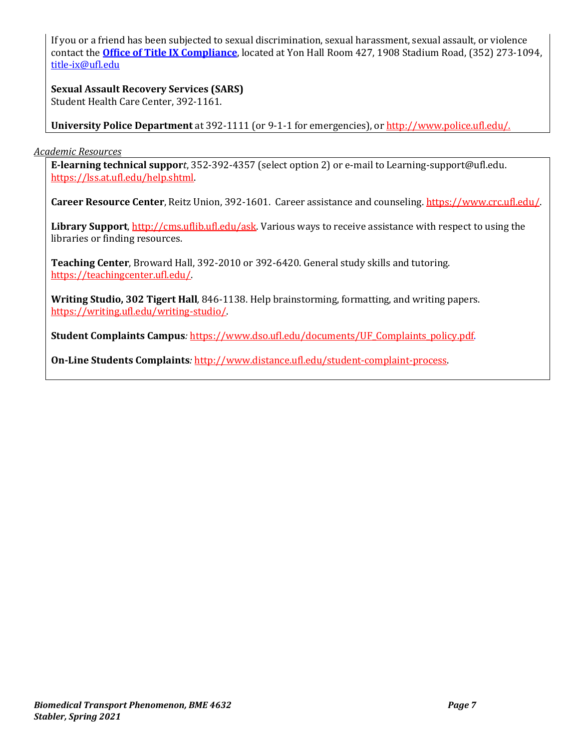If you or a friend has been subjected to sexual discrimination, sexual harassment, sexual assault, or violence contact the **Office of Title IX Compliance**, located at Yon Hall Room 427, 1908 Stadium Road, (352) 273-1094, title-ix@ufl.edu

**Sexual Assault Recovery Services (SARS)**
Student Health Care Center, 392-1161.

**University Police Department** at 392-1111 (or 9-1-1 for emergencies), or http://www.police.ufl.edu/.

*Academic Resources*

**E-learning technical support**, 352-392-4357 (select option 2) or e-mail to Learning-support@ufl.edu. https://lss.at.ufl.edu/help.shtml.

**Career Resource Center**, Reitz Union, 392-1601. Career assistance and counseling. https://www.crc.ufl.edu/.

**Library Support**, http://cms.uflib.ufl.edu/ask. Various ways to receive assistance with respect to using the libraries or finding resources.

**Teaching Center**, Broward Hall, 392-2010 or 392-6420. General study skills and tutoring. https://teachingcenter.ufl.edu/.

**Writing Studio, 302 Tigert Hall**, 846-1138. Help brainstorming, formatting, and writing papers. https://writing.ufl.edu/writing-studio/.

**Student Complaints Campus**: https://www.dso.ufl.edu/documents/UF_Complaints_policy.pdf.

**On-Line Students Complaints**: http://www.distance.ufl.edu/student-complaint-process.